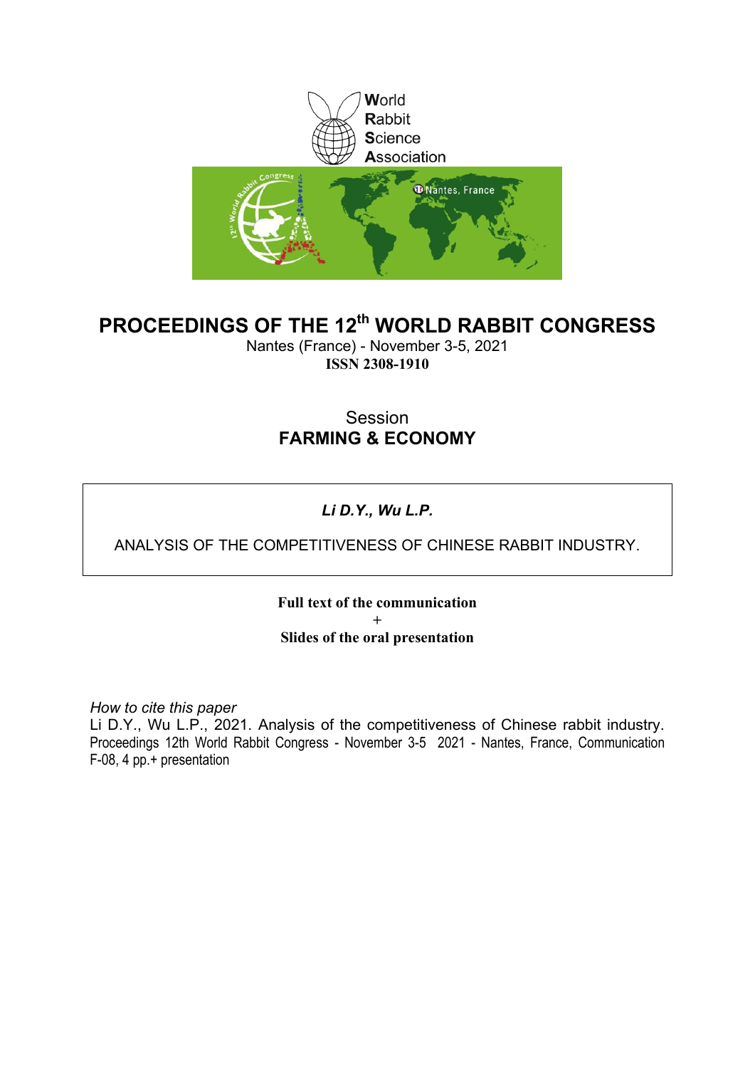World
Rabbit
Science
Association

# PROCEEDINGS OF THE 12th WORLD RABBIT CONGRESS

Nantes (France) - November 3-5, 2021

**ISSN 2308-1910**

## Session
## FARMING & ECONOMY

***Li D.Y., Wu L.P.***

ANALYSIS OF THE COMPETITIVENESS OF CHINESE RABBIT INDUSTRY.

**Full text of the communication**

**+**

**Slides of the oral presentation**

*How to cite this paper*

Li D.Y., Wu L.P., 2021. Analysis of the competitiveness of Chinese rabbit industry. Proceedings 12th World Rabbit Congress - November 3-5 2021 - Nantes, France, Communication F-08, 4 pp.+ presentation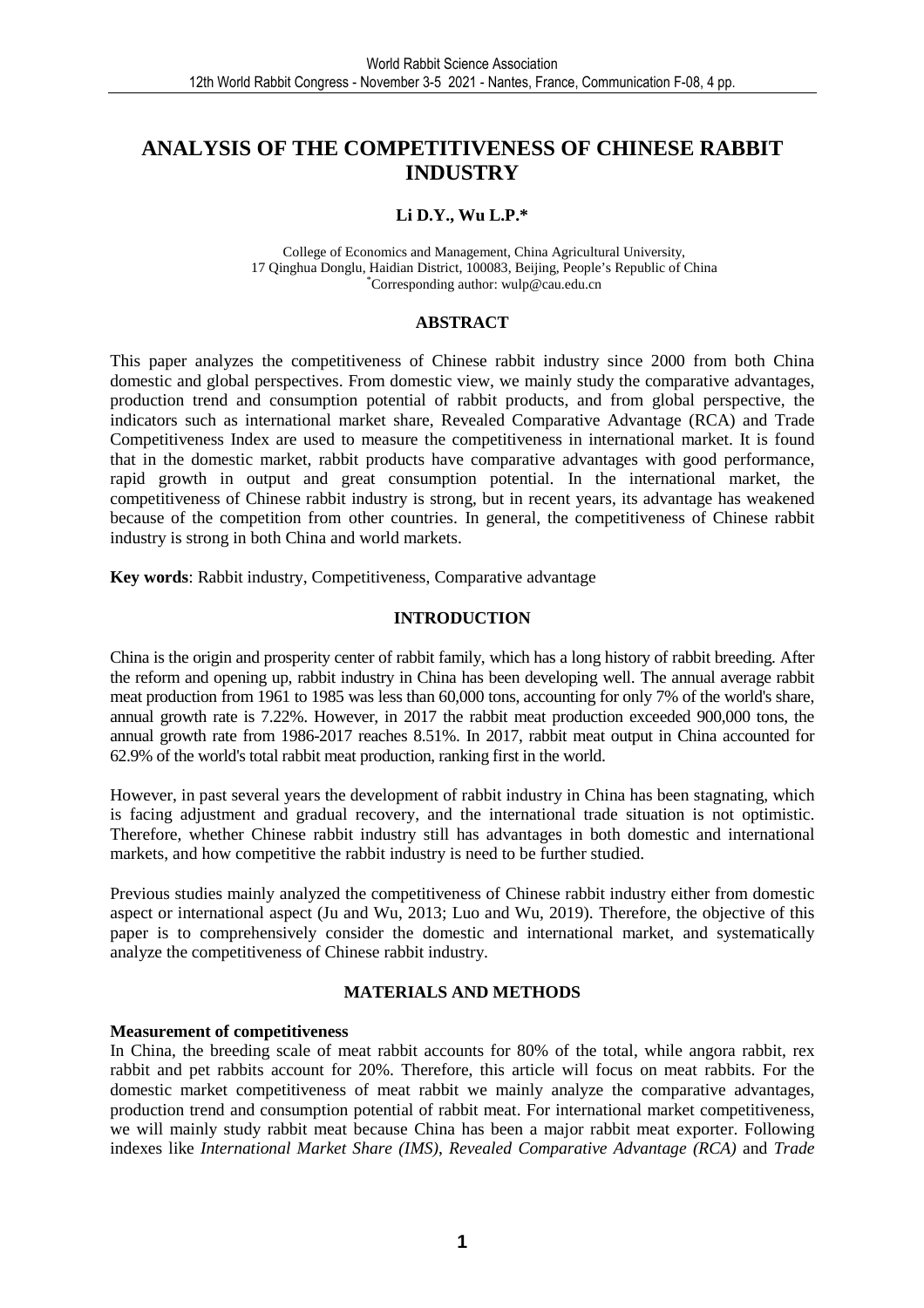# ANALYSIS OF THE COMPETITIVENESS OF CHINESE RABBIT INDUSTRY

**Li D.Y., Wu L.P.***

College of Economics and Management, China Agricultural University,
17 Qinghua Donglu, Haidian District, 100083, Beijing, People's Republic of China
*Corresponding author: wulp@cau.edu.cn

## ABSTRACT

This paper analyzes the competitiveness of Chinese rabbit industry since 2000 from both China domestic and global perspectives. From domestic view, we mainly study the comparative advantages, production trend and consumption potential of rabbit products, and from global perspective, the indicators such as international market share, Revealed Comparative Advantage (RCA) and Trade Competitiveness Index are used to measure the competitiveness in international market. It is found that in the domestic market, rabbit products have comparative advantages with good performance, rapid growth in output and great consumption potential. In the international market, the competitiveness of Chinese rabbit industry is strong, but in recent years, its advantage has weakened because of the competition from other countries. In general, the competitiveness of Chinese rabbit industry is strong in both China and world markets.

**Key words**: Rabbit industry, Competitiveness, Comparative advantage

## INTRODUCTION

China is the origin and prosperity center of rabbit family, which has a long history of rabbit breeding. After the reform and opening up, rabbit industry in China has been developing well. The annual average rabbit meat production from 1961 to 1985 was less than 60,000 tons, accounting for only 7% of the world's share, annual growth rate is 7.22%. However, in 2017 the rabbit meat production exceeded 900,000 tons, the annual growth rate from 1986-2017 reaches 8.51%. In 2017, rabbit meat output in China accounted for 62.9% of the world's total rabbit meat production, ranking first in the world.

However, in past several years the development of rabbit industry in China has been stagnating, which is facing adjustment and gradual recovery, and the international trade situation is not optimistic. Therefore, whether Chinese rabbit industry still has advantages in both domestic and international markets, and how competitive the rabbit industry is need to be further studied.

Previous studies mainly analyzed the competitiveness of Chinese rabbit industry either from domestic aspect or international aspect (Ju and Wu, 2013; Luo and Wu, 2019). Therefore, the objective of this paper is to comprehensively consider the domestic and international market, and systematically analyze the competitiveness of Chinese rabbit industry.

## MATERIALS AND METHODS

### Measurement of competitiveness

In China, the breeding scale of meat rabbit accounts for 80% of the total, while angora rabbit, rex rabbit and pet rabbits account for 20%. Therefore, this article will focus on meat rabbits. For the domestic market competitiveness of meat rabbit we mainly analyze the comparative advantages, production trend and consumption potential of rabbit meat. For international market competitiveness, we will mainly study rabbit meat because China has been a major rabbit meat exporter. Following indexes like *International Market Share (IMS)*, *Revealed Comparative Advantage (RCA)* and *Trade*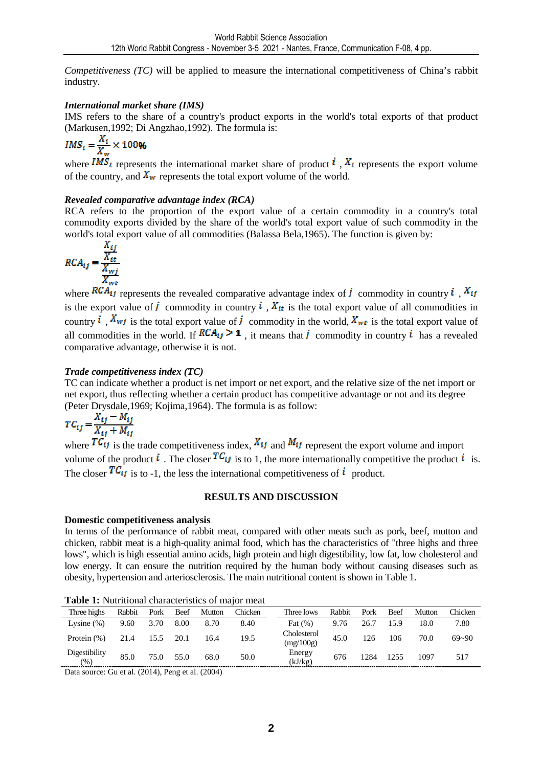*Competitiveness (TC)* will be applied to measure the international competitiveness of China's rabbit industry.

### *International market share (IMS)*

IMS refers to the share of a country's product exports in the world's total exports of that product (Markusen,1992; Di Angzhao,1992). The formula is:

$$IMS_i = \frac{X_i}{X_w} \times 100\%$$

where $IMS_i$ represents the international market share of product $i$ , $X_i$ represents the export volume of the country, and $X_w$ represents the total export volume of the world.

### *Revealed comparative advantage index (RCA)*

RCA refers to the proportion of the export value of a certain commodity in a country's total commodity exports divided by the share of the world's total export value of such commodity in the world's total export value of all commodities (Balassa Bela,1965). The function is given by:

$$RCA_{ij} = \frac{\frac{X_{ij}}{X_{it}}}{\frac{X_{wj}}{X_{wt}}}$$

where $RCA_{ij}$ represents the revealed comparative advantage index of $j$ commodity in country $i$ , $X_{ij}$ is the export value of $j$ commodity in country $i$ , $X_{it}$ is the total export value of all commodities in country $i$ , $X_{wj}$ is the total export value of $j$ commodity in the world, $X_{wt}$ is the total export value of all commodities in the world. If $RCA_{ij} > 1$ , it means that $j$ commodity in country $i$ has a revealed comparative advantage, otherwise it is not.

### *Trade competitiveness index (TC)*

TC can indicate whether a product is net import or net export, and the relative size of the net import or net export, thus reflecting whether a certain product has competitive advantage or not and its degree (Peter Drysdale,1969; Kojima,1964). The formula is as follow:

$$TC_{ij} = \frac{X_{ij} - M_{ij}}{X_{ij} + M_{ij}}$$

where $TC_{ij}$ is the trade competitiveness index, $X_{ij}$ and $M_{ij}$ represent the export volume and import volume of the product $i$ . The closer $TC_{ij}$ is to 1, the more internationally competitive the product $i$ is. The closer $TC_{ij}$ is to -1, the less the international competitiveness of $i$ product.

## RESULTS AND DISCUSSION

### Domestic competitiveness analysis

In terms of the performance of rabbit meat, compared with other meats such as pork, beef, mutton and chicken, rabbit meat is a high-quality animal food, which has the characteristics of "three highs and three lows", which is high essential amino acids, high protein and high digestibility, low fat, low cholesterol and low energy. It can ensure the nutrition required by the human body without causing diseases such as obesity, hypertension and arteriosclerosis. The main nutritional content is shown in Table 1.

**Table 1:** Nutritional characteristics of major meat

| Three highs | Rabbit | Pork | Beef | Mutton | Chicken | Three lows | Rabbit | Pork | Beef | Mutton | Chicken |
|---|---|---|---|---|---|---|---|---|---|---|---|
| Lysine (%) | 9.60 | 3.70 | 8.00 | 8.70 | 8.40 | Fat (%) | 9.76 | 26.7 | 15.9 | 18.0 | 7.80 |
| Protein (%) | 21.4 | 15.5 | 20.1 | 16.4 | 19.5 | Cholesterol (mg/100g) | 45.0 | 126 | 106 | 70.0 | 69~90 |
| Digestibility (%) | 85.0 | 75.0 | 55.0 | 68.0 | 50.0 | Energy (kJ/kg) | 676 | 1284 | 1255 | 1097 | 517 |

Data source: Gu et al. (2014), Peng et al. (2004)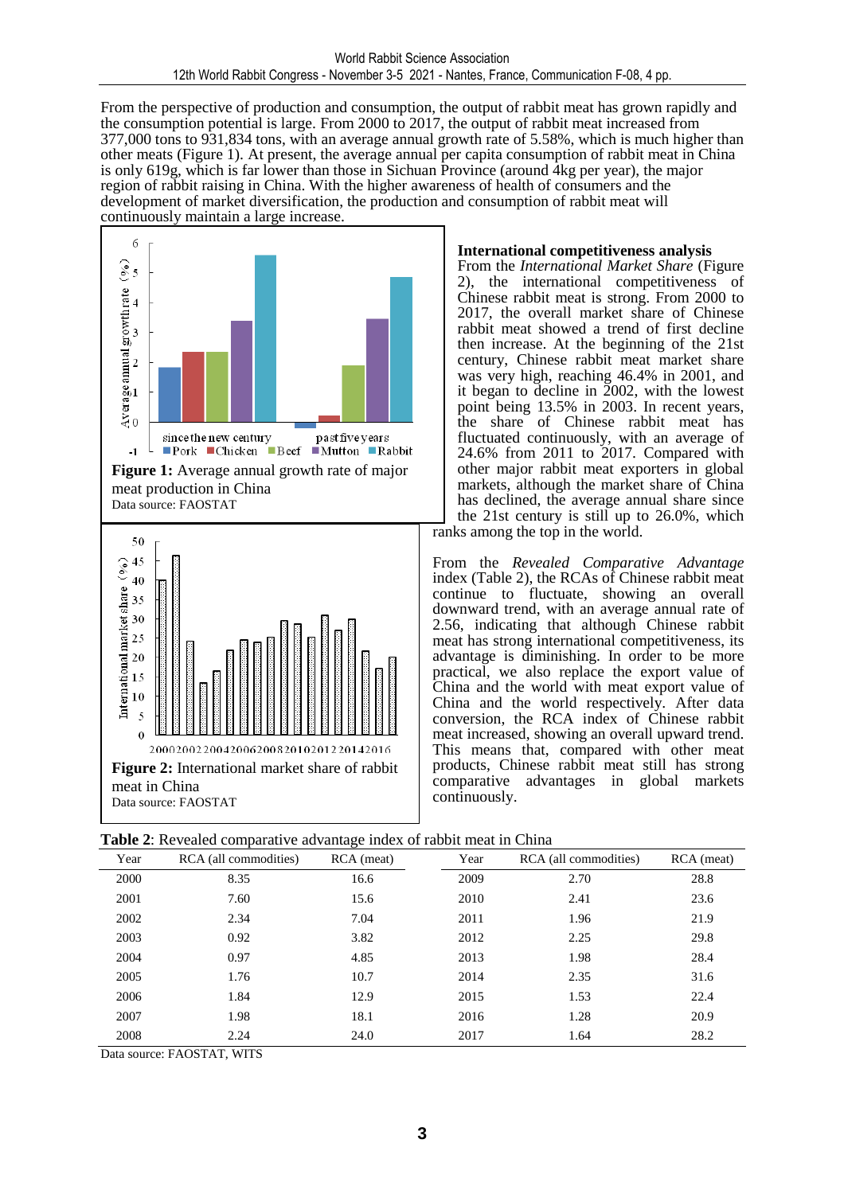From the perspective of production and consumption, the output of rabbit meat has grown rapidly and the consumption potential is large. From 2000 to 2017, the output of rabbit meat increased from 377,000 tons to 931,834 tons, with an average annual growth rate of 5.58%, which is much higher than other meats (Figure 1). At present, the average annual per capita consumption of rabbit meat in China is only 619g, which is far lower than those in Sichuan Province (around 4kg per year), the major region of rabbit raising in China. With the higher awareness of health of consumers and the development of market diversification, the production and consumption of rabbit meat will continuously maintain a large increase.

**Figure 1:** Average annual growth rate of major meat production in China
Data source: FAOSTAT

**Figure 2:** International market share of rabbit meat in China
Data source: FAOSTAT

### International competitiveness analysis

From the *International Market Share* (Figure 2), the international competitiveness of Chinese rabbit meat is strong. From 2000 to 2017, the overall market share of Chinese rabbit meat showed a trend of first decline then increase. At the beginning of the 21st century, Chinese rabbit meat market share was very high, reaching 46.4% in 2001, and it began to decline in 2002, with the lowest point being 13.5% in 2003. In recent years, the share of Chinese rabbit meat has fluctuated continuously, with an average of 24.6% from 2011 to 2017. Compared with other major rabbit meat exporters in global markets, although the market share of China has declined, the average annual share since the 21st century is still up to 26.0%, which ranks among the top in the world.

From the *Revealed Comparative Advantage* index (Table 2), the RCAs of Chinese rabbit meat continue to fluctuate, showing an overall downward trend, with an average annual rate of 2.56, indicating that although Chinese rabbit meat has strong international competitiveness, its advantage is diminishing. In order to be more practical, we also replace the export value of China and the world with meat export value of China and the world respectively. After data conversion, the RCA index of Chinese rabbit meat increased, showing an overall upward trend. This means that, compared with other meat products, Chinese rabbit meat still has strong comparative advantages in global markets continuously.

**Table 2**: Revealed comparative advantage index of rabbit meat in China

| Year | RCA (all commodities) | RCA (meat) | Year | RCA (all commodities) | RCA (meat) |
|---|---|---|---|---|---|
| 2000 | 8.35 | 16.6 | 2009 | 2.70 | 28.8 |
| 2001 | 7.60 | 15.6 | 2010 | 2.41 | 23.6 |
| 2002 | 2.34 | 7.04 | 2011 | 1.96 | 21.9 |
| 2003 | 0.92 | 3.82 | 2012 | 2.25 | 29.8 |
| 2004 | 0.97 | 4.85 | 2013 | 1.98 | 28.4 |
| 2005 | 1.76 | 10.7 | 2014 | 2.35 | 31.6 |
| 2006 | 1.84 | 12.9 | 2015 | 1.53 | 22.4 |
| 2007 | 1.98 | 18.1 | 2016 | 1.28 | 20.9 |
| 2008 | 2.24 | 24.0 | 2017 | 1.64 | 28.2 |

Data source: FAOSTAT, WITS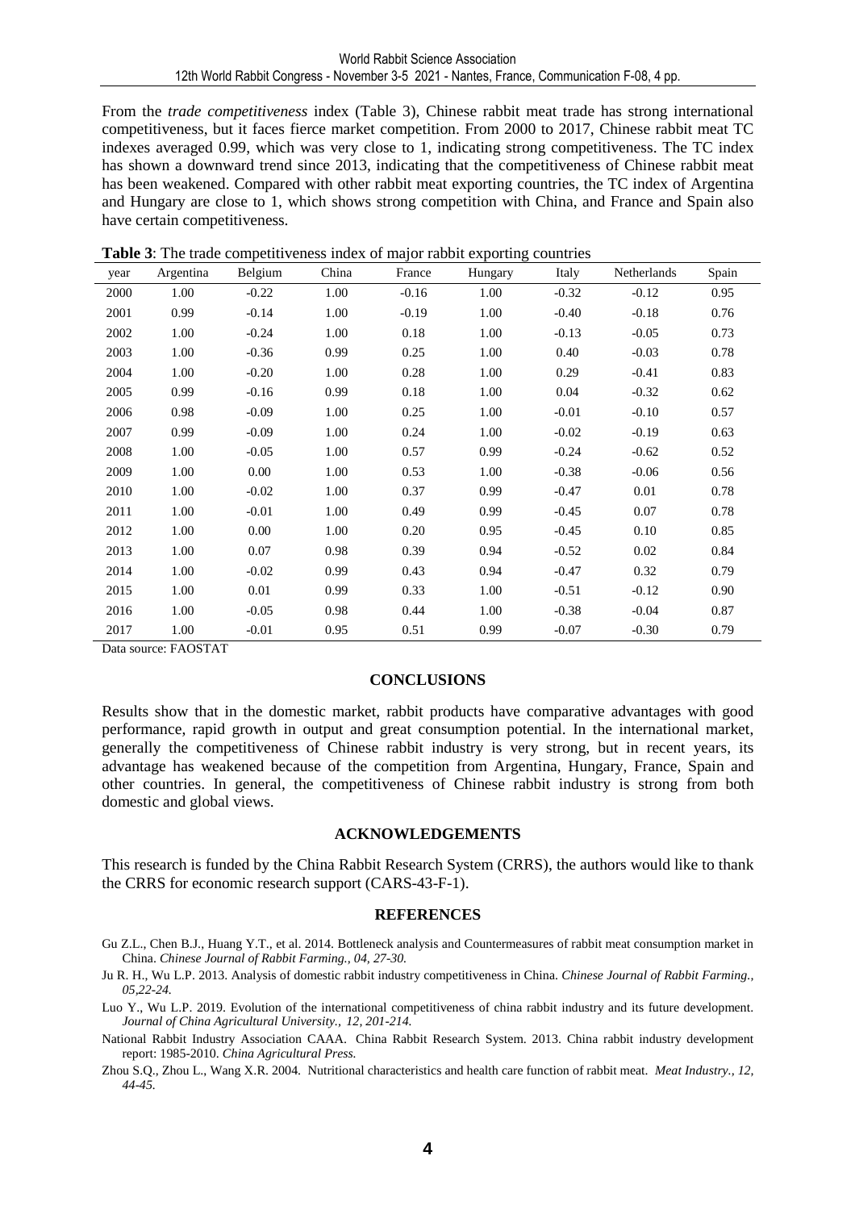From the *trade competitiveness* index (Table 3), Chinese rabbit meat trade has strong international competitiveness, but it faces fierce market competition. From 2000 to 2017, Chinese rabbit meat TC indexes averaged 0.99, which was very close to 1, indicating strong competitiveness. The TC index has shown a downward trend since 2013, indicating that the competitiveness of Chinese rabbit meat has been weakened. Compared with other rabbit meat exporting countries, the TC index of Argentina and Hungary are close to 1, which shows strong competition with China, and France and Spain also have certain competitiveness.

**Table 3**: The trade competitiveness index of major rabbit exporting countries

| year | Argentina | Belgium | China | France | Hungary | Italy | Netherlands | Spain |
|---|---|---|---|---|---|---|---|---|
| 2000 | 1.00 | -0.22 | 1.00 | -0.16 | 1.00 | -0.32 | -0.12 | 0.95 |
| 2001 | 0.99 | -0.14 | 1.00 | -0.19 | 1.00 | -0.40 | -0.18 | 0.76 |
| 2002 | 1.00 | -0.24 | 1.00 | 0.18 | 1.00 | -0.13 | -0.05 | 0.73 |
| 2003 | 1.00 | -0.36 | 0.99 | 0.25 | 1.00 | 0.40 | -0.03 | 0.78 |
| 2004 | 1.00 | -0.20 | 1.00 | 0.28 | 1.00 | 0.29 | -0.41 | 0.83 |
| 2005 | 0.99 | -0.16 | 0.99 | 0.18 | 1.00 | 0.04 | -0.32 | 0.62 |
| 2006 | 0.98 | -0.09 | 1.00 | 0.25 | 1.00 | -0.01 | -0.10 | 0.57 |
| 2007 | 0.99 | -0.09 | 1.00 | 0.24 | 1.00 | -0.02 | -0.19 | 0.63 |
| 2008 | 1.00 | -0.05 | 1.00 | 0.57 | 0.99 | -0.24 | -0.62 | 0.52 |
| 2009 | 1.00 | 0.00 | 1.00 | 0.53 | 1.00 | -0.38 | -0.06 | 0.56 |
| 2010 | 1.00 | -0.02 | 1.00 | 0.37 | 0.99 | -0.47 | 0.01 | 0.78 |
| 2011 | 1.00 | -0.01 | 1.00 | 0.49 | 0.99 | -0.45 | 0.07 | 0.78 |
| 2012 | 1.00 | 0.00 | 1.00 | 0.20 | 0.95 | -0.45 | 0.10 | 0.85 |
| 2013 | 1.00 | 0.07 | 0.98 | 0.39 | 0.94 | -0.52 | 0.02 | 0.84 |
| 2014 | 1.00 | -0.02 | 0.99 | 0.43 | 0.94 | -0.47 | 0.32 | 0.79 |
| 2015 | 1.00 | 0.01 | 0.99 | 0.33 | 1.00 | -0.51 | -0.12 | 0.90 |
| 2016 | 1.00 | -0.05 | 0.98 | 0.44 | 1.00 | -0.38 | -0.04 | 0.87 |
| 2017 | 1.00 | -0.01 | 0.95 | 0.51 | 0.99 | -0.07 | -0.30 | 0.79 |

Data source: FAOSTAT

## CONCLUSIONS

Results show that in the domestic market, rabbit products have comparative advantages with good performance, rapid growth in output and great consumption potential. In the international market, generally the competitiveness of Chinese rabbit industry is very strong, but in recent years, its advantage has weakened because of the competition from Argentina, Hungary, France, Spain and other countries. In general, the competitiveness of Chinese rabbit industry is strong from both domestic and global views.

## ACKNOWLEDGEMENTS

This research is funded by the China Rabbit Research System (CRRS), the authors would like to thank the CRRS for economic research support (CARS-43-F-1).

## REFERENCES

Gu Z.L., Chen B.J., Huang Y.T., et al. 2014. Bottleneck analysis and Countermeasures of rabbit meat consumption market in China. *Chinese Journal of Rabbit Farming., 04, 27-30.*

Ju R. H., Wu L.P. 2013. Analysis of domestic rabbit industry competitiveness in China. *Chinese Journal of Rabbit Farming., 05,22-24.*

Luo Y., Wu L.P. 2019. Evolution of the international competitiveness of china rabbit industry and its future development. *Journal of China Agricultural University., 12, 201-214.*

National Rabbit Industry Association CAAA. China Rabbit Research System. 2013. China rabbit industry development report: 1985-2010. *China Agricultural Press.*

Zhou S.Q., Zhou L., Wang X.R. 2004. Nutritional characteristics and health care function of rabbit meat. *Meat Industry., 12, 44-45.*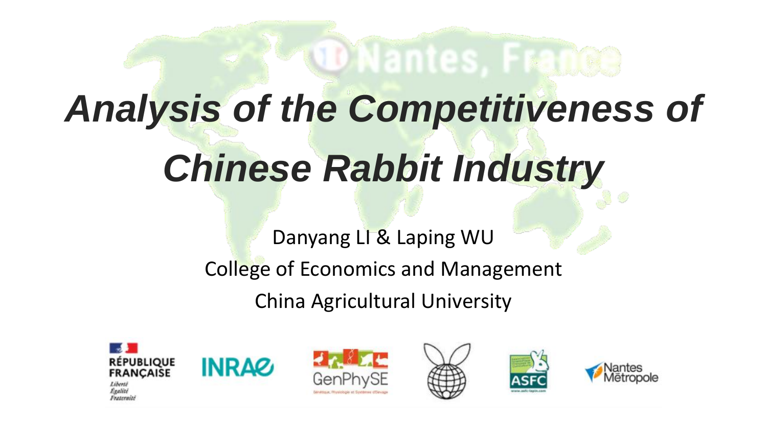# *Analysis of the Competitiveness of Chinese Rabbit Industry*

Danyang LI & Laping WU

College of Economics and Management

China Agricultural University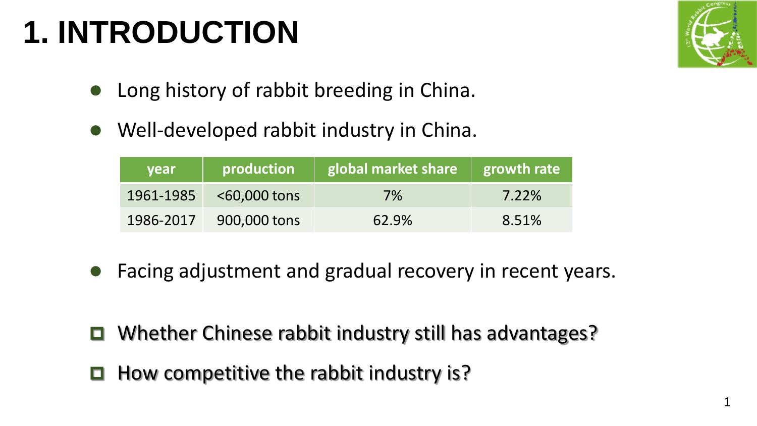# 1. INTRODUCTION

- Long history of rabbit breeding in China.
- Well-developed rabbit industry in China.

| year | production | global market share | growth rate |
| --- | --- | --- | --- |
| 1961-1985 | <60,000 tons | 7% | 7.22% |
| 1986-2017 | 900,000 tons | 62.9% | 8.51% |

- Facing adjustment and gradual recovery in recent years.

- Whether Chinese rabbit industry still has advantages?
- How competitive the rabbit industry is?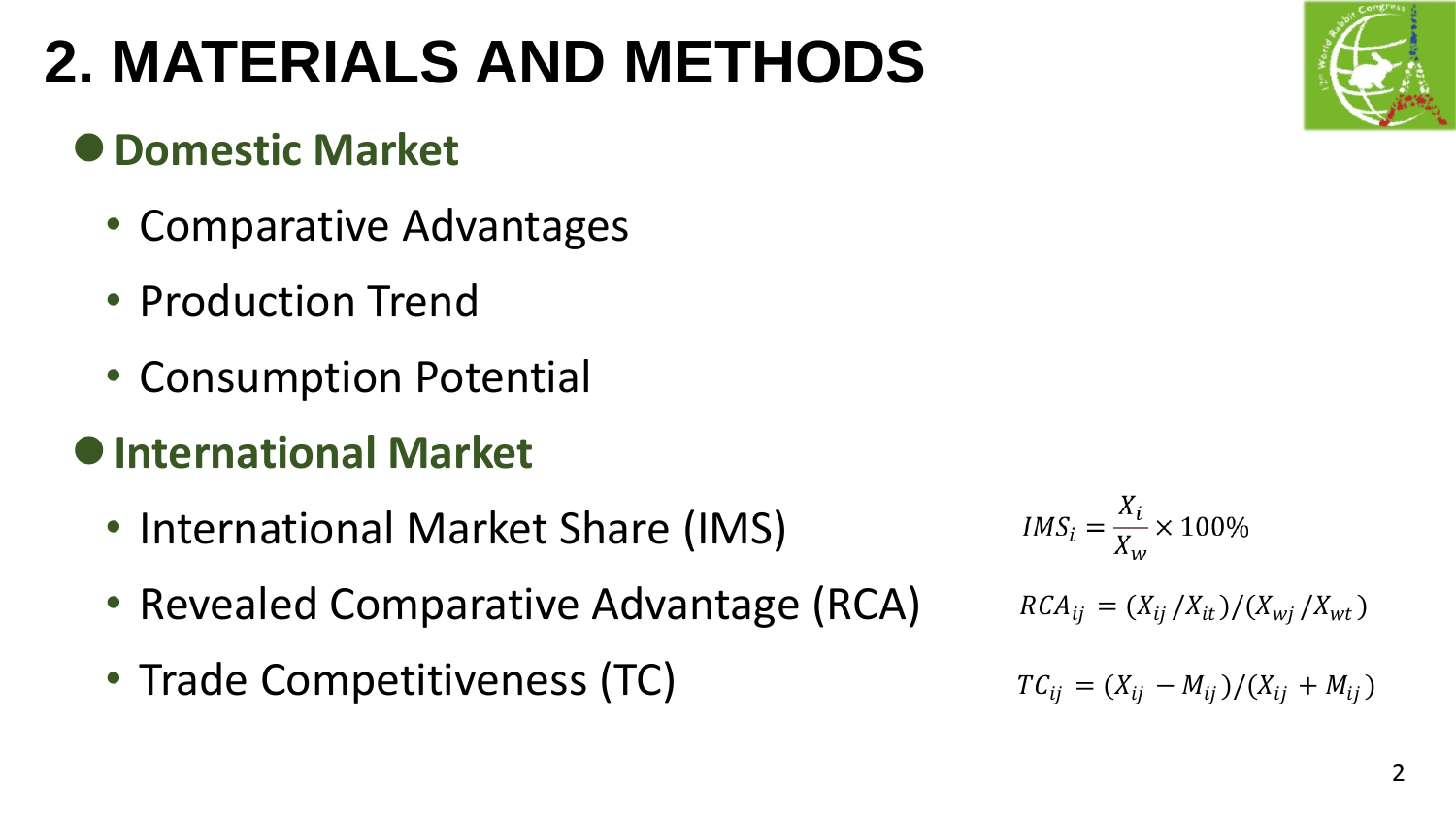# 2. MATERIALS AND METHODS

- **Domestic Market**
  - Comparative Advantages
  - Production Trend
  - Consumption Potential
- **International Market**
  - International Market Share (IMS)
  - Revealed Comparative Advantage (RCA)
  - Trade Competitiveness (TC)

$$IMS_i = \frac{X_i}{X_w} \times 100\%$$

$$RCA_{ij} = (X_{ij} / X_{it}) / (X_{wj} / X_{wt})$$

$$TC_{ij} = (X_{ij} - M_{ij}) / (X_{ij} + M_{ij})$$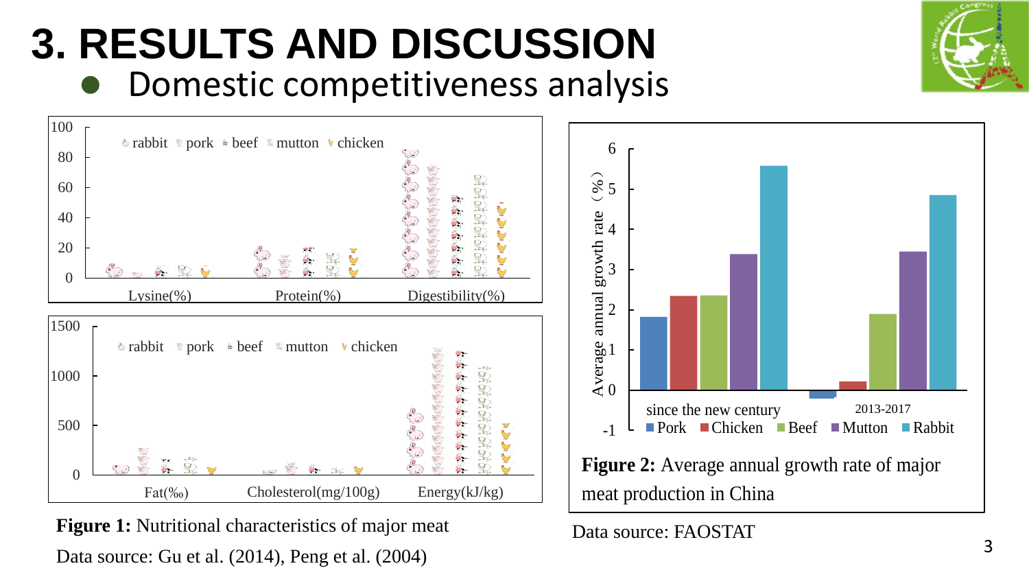# 3. RESULTS AND DISCUSSION

- Domestic competitiveness analysis

**Figure 1:** Nutritional characteristics of major meat

Data source: Gu et al. (2014), Peng et al. (2004)

**Figure 2:** Average annual growth rate of major meat production in China

Data source: FAOSTAT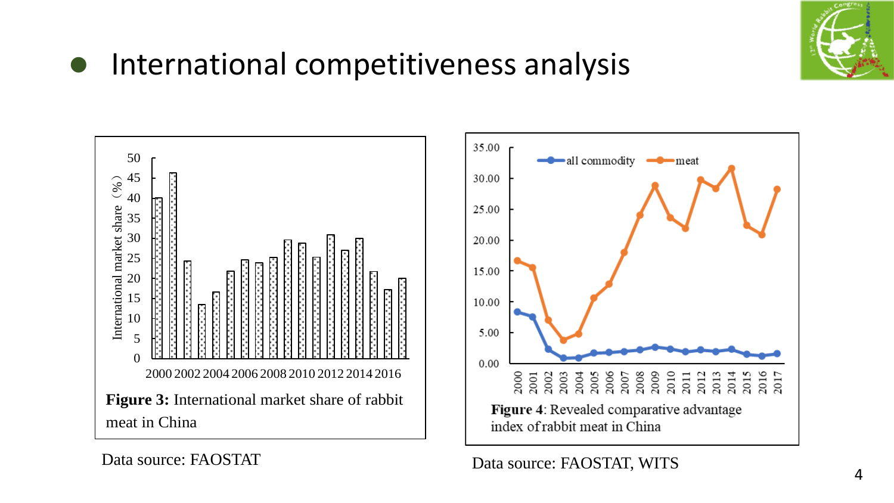# International competitiveness analysis

**Figure 3:** International market share of rabbit meat in China

Data source: FAOSTAT

**Figure 4**: Revealed comparative advantage index of rabbit meat in China

Data source: FAOSTAT, WITS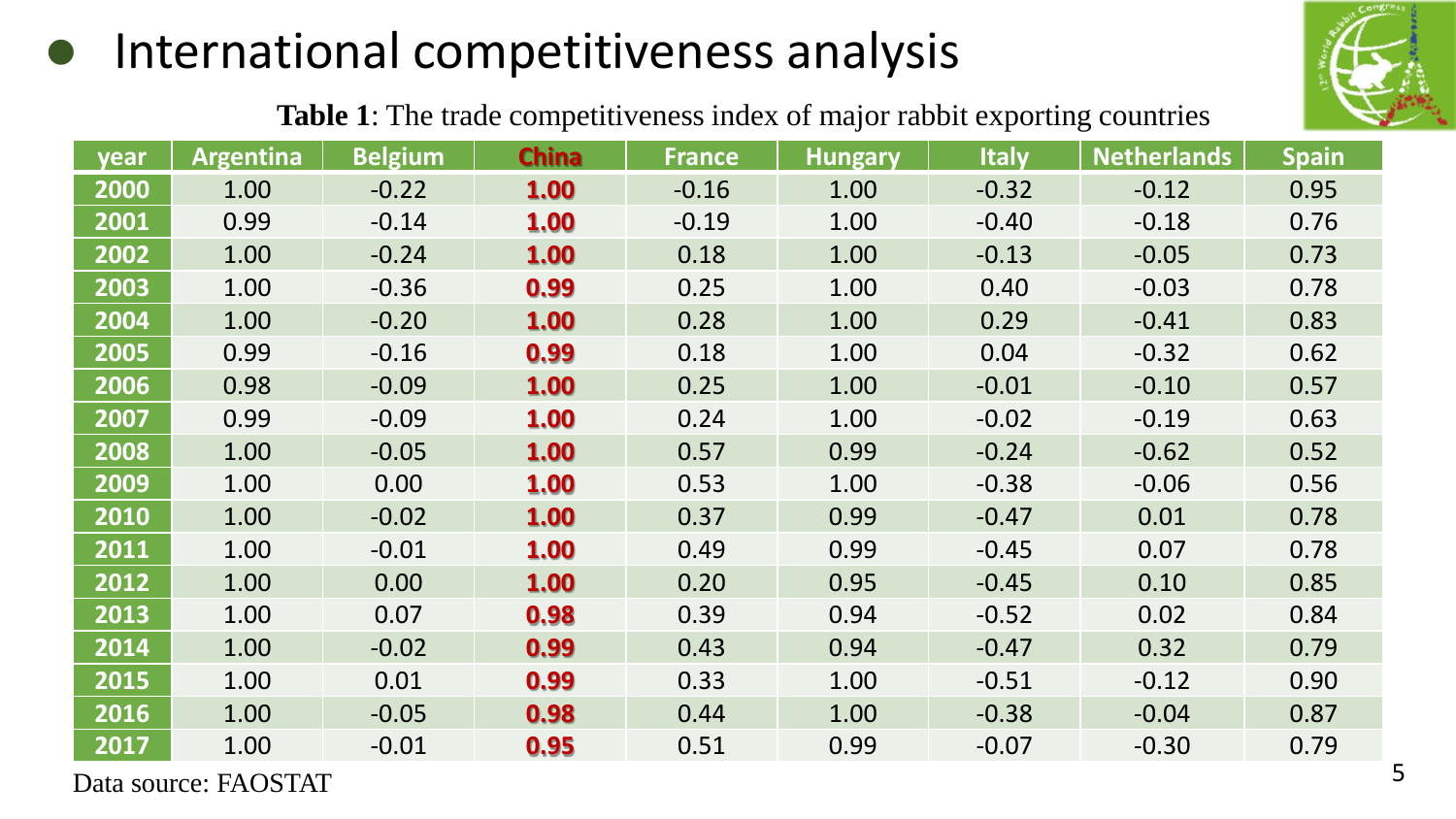# International competitiveness analysis

**Table 1**: The trade competitiveness index of major rabbit exporting countries

| year | Argentina | Belgium | China | France | Hungary | Italy | Netherlands | Spain |
|---|---|---|---|---|---|---|---|---|
| 2000 | 1.00 | -0.22 | **1.00** | -0.16 | 1.00 | -0.32 | -0.12 | 0.95 |
| 2001 | 0.99 | -0.14 | **1.00** | -0.19 | 1.00 | -0.40 | -0.18 | 0.76 |
| 2002 | 1.00 | -0.24 | **1.00** | 0.18 | 1.00 | -0.13 | -0.05 | 0.73 |
| 2003 | 1.00 | -0.36 | **0.99** | 0.25 | 1.00 | 0.40 | -0.03 | 0.78 |
| 2004 | 1.00 | -0.20 | **1.00** | 0.28 | 1.00 | 0.29 | -0.41 | 0.83 |
| 2005 | 0.99 | -0.16 | **0.99** | 0.18 | 1.00 | 0.04 | -0.32 | 0.62 |
| 2006 | 0.98 | -0.09 | **1.00** | 0.25 | 1.00 | -0.01 | -0.10 | 0.57 |
| 2007 | 0.99 | -0.09 | **1.00** | 0.24 | 1.00 | -0.02 | -0.19 | 0.63 |
| 2008 | 1.00 | -0.05 | **1.00** | 0.57 | 0.99 | -0.24 | -0.62 | 0.52 |
| 2009 | 1.00 | 0.00 | **1.00** | 0.53 | 1.00 | -0.38 | -0.06 | 0.56 |
| 2010 | 1.00 | -0.02 | **1.00** | 0.37 | 0.99 | -0.47 | 0.01 | 0.78 |
| 2011 | 1.00 | -0.01 | **1.00** | 0.49 | 0.99 | -0.45 | 0.07 | 0.78 |
| 2012 | 1.00 | 0.00 | **1.00** | 0.20 | 0.95 | -0.45 | 0.10 | 0.85 |
| 2013 | 1.00 | 0.07 | **0.98** | 0.39 | 0.94 | -0.52 | 0.02 | 0.84 |
| 2014 | 1.00 | -0.02 | **0.99** | 0.43 | 0.94 | -0.47 | 0.32 | 0.79 |
| 2015 | 1.00 | 0.01 | **0.99** | 0.33 | 1.00 | -0.51 | -0.12 | 0.90 |
| 2016 | 1.00 | -0.05 | **0.98** | 0.44 | 1.00 | -0.38 | -0.04 | 0.87 |
| 2017 | 1.00 | -0.01 | **0.95** | 0.51 | 0.99 | -0.07 | -0.30 | 0.79 |

Data source: FAOSTAT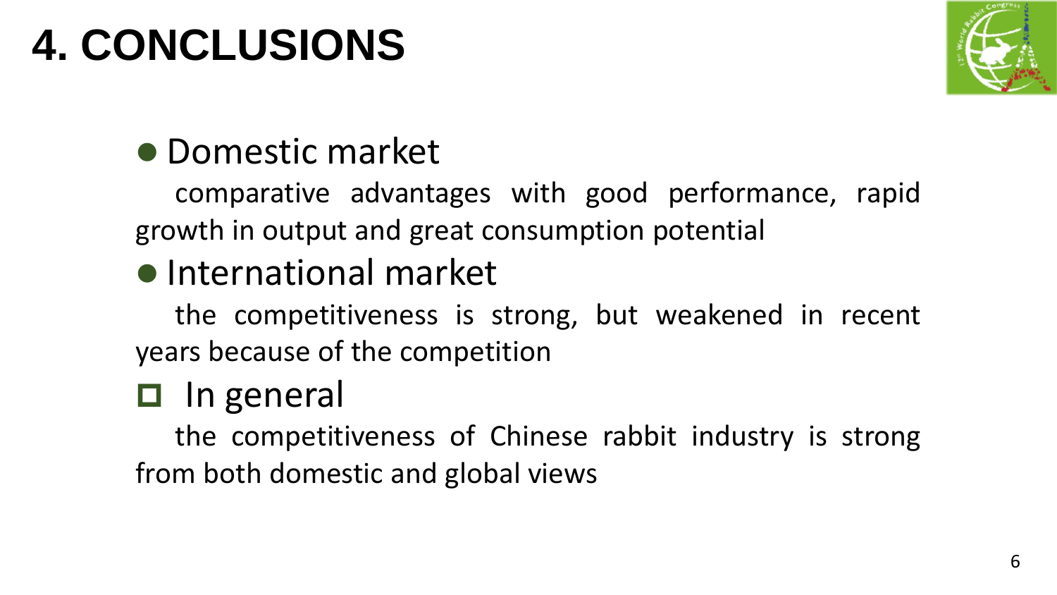# 4. CONCLUSIONS

- **Domestic market**

  comparative advantages with good performance, rapid growth in output and great consumption potential

- **International market**

  the competitiveness is strong, but weakened in recent years because of the competition

- **In general**

  the competitiveness of Chinese rabbit industry is strong from both domestic and global views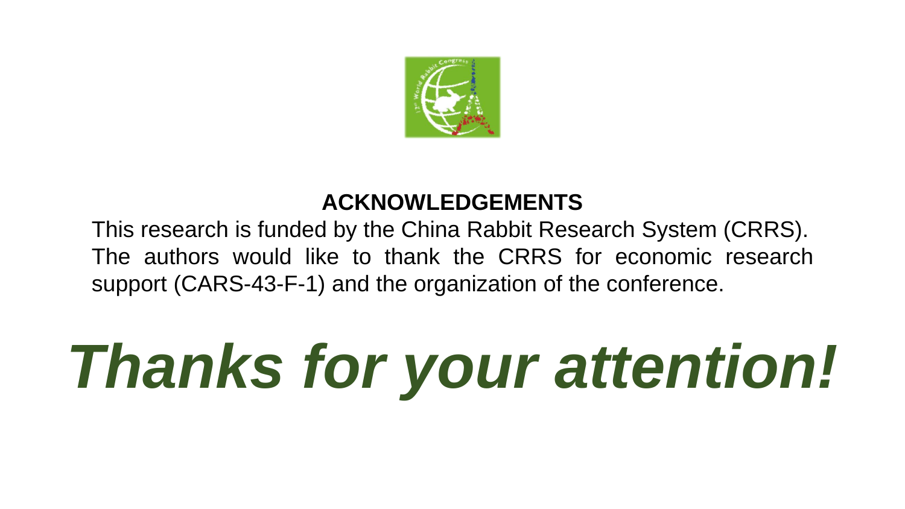## ACKNOWLEDGEMENTS

This research is funded by the China Rabbit Research System (CRRS). The authors would like to thank the CRRS for economic research support (CARS-43-F-1) and the organization of the conference.

# ***Thanks for your attention!***